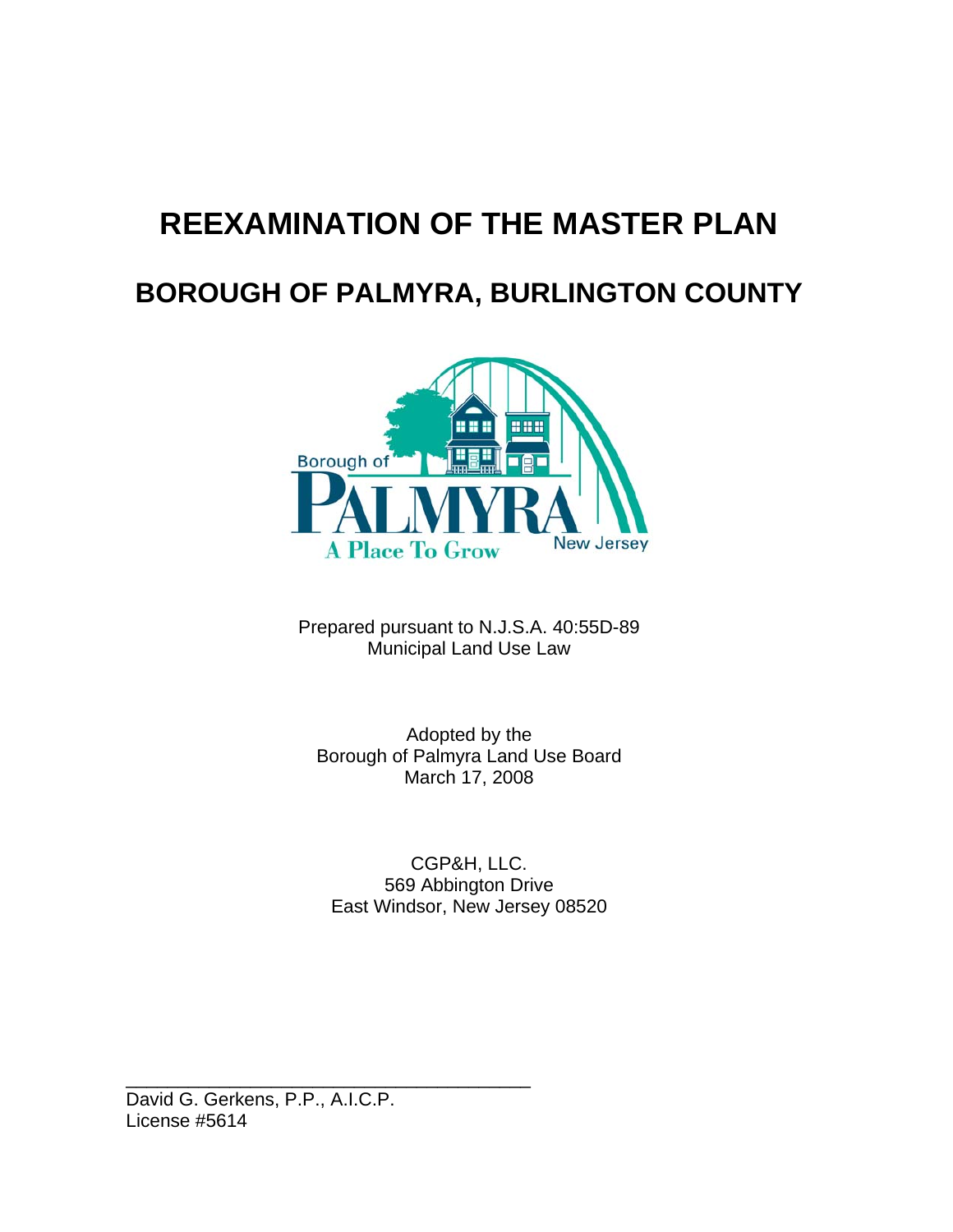# REEXAMINATION OF THE MASTER PLAN

## BOROUGH OF PALMYRA, BURLINGTON COUNTY

Prepared pursuant to N.J.S.A. 40:55D-89
Municipal Land Use Law

Adopted by the
Borough of Palmyra Land Use Board
March 17, 2008

CGP&H, LLC.
569 Abbington Drive
East Windsor, New Jersey 08520

\_\_\_\_\_\_\_\_\_\_\_\_\_\_\_\_\_\_\_\_\_\_\_\_\_\_\_\_\_\_\_\_\_\_\_\_\_\_\_\_
David G. Gerkens, P.P., A.I.C.P.
License #5614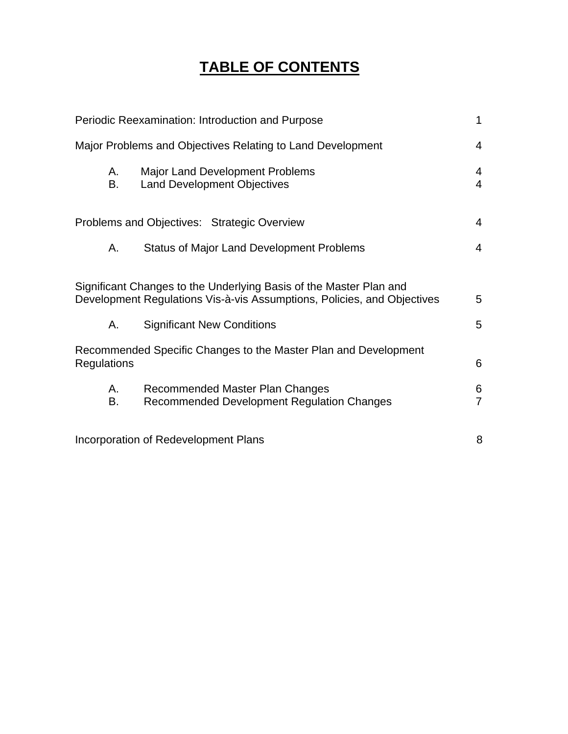# TABLE OF CONTENTS

| | |
|---|---|
| Periodic Reexamination: Introduction and Purpose | 1 |
| Major Problems and Objectives Relating to Land Development | 4 |
| A. Major Land Development Problems | 4 |
| B. Land Development Objectives | 4 |
| Problems and Objectives: Strategic Overview | 4 |
| A. Status of Major Land Development Problems | 4 |
| Significant Changes to the Underlying Basis of the Master Plan and Development Regulations Vis-à-vis Assumptions, Policies, and Objectives | 5 |
| A. Significant New Conditions | 5 |
| Recommended Specific Changes to the Master Plan and Development Regulations | 6 |
| A. Recommended Master Plan Changes | 6 |
| B. Recommended Development Regulation Changes | 7 |
| Incorporation of Redevelopment Plans | 8 |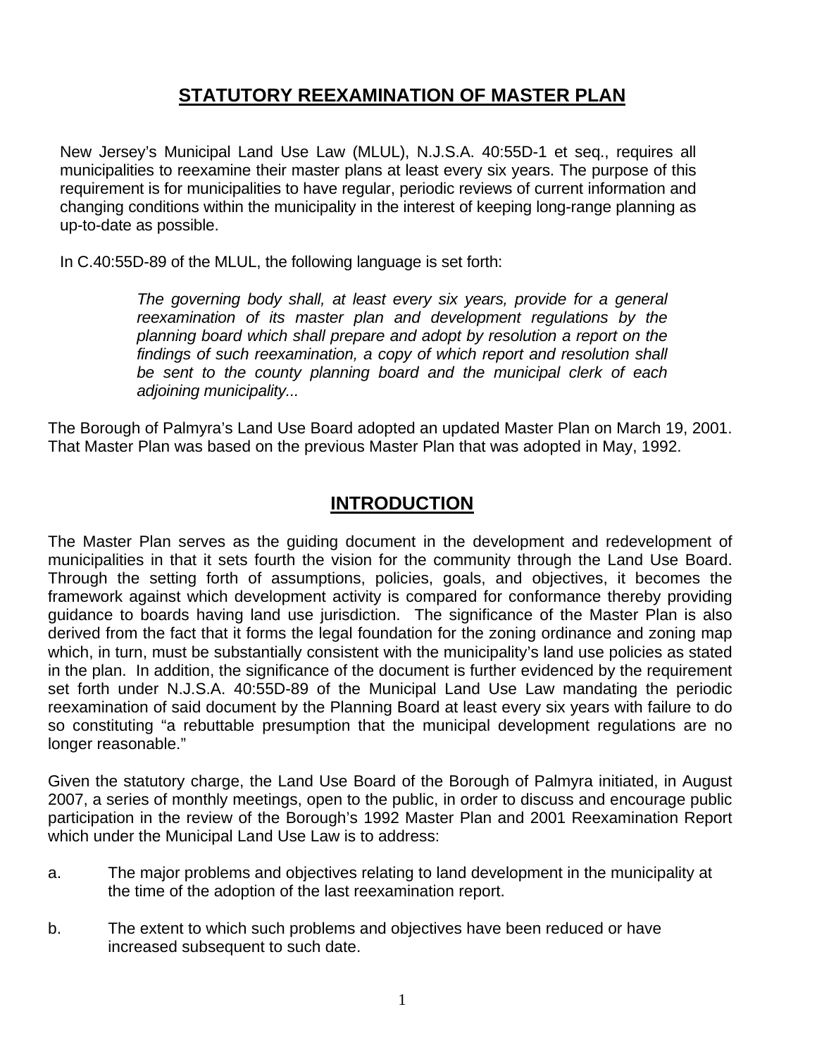## STATUTORY REEXAMINATION OF MASTER PLAN

New Jersey's Municipal Land Use Law (MLUL), N.J.S.A. 40:55D-1 et seq., requires all municipalities to reexamine their master plans at least every six years. The purpose of this requirement is for municipalities to have regular, periodic reviews of current information and changing conditions within the municipality in the interest of keeping long-range planning as up-to-date as possible.

In C.40:55D-89 of the MLUL, the following language is set forth:

> *The governing body shall, at least every six years, provide for a general reexamination of its master plan and development regulations by the planning board which shall prepare and adopt by resolution a report on the findings of such reexamination, a copy of which report and resolution shall be sent to the county planning board and the municipal clerk of each adjoining municipality...*

The Borough of Palmyra's Land Use Board adopted an updated Master Plan on March 19, 2001. That Master Plan was based on the previous Master Plan that was adopted in May, 1992.

## INTRODUCTION

The Master Plan serves as the guiding document in the development and redevelopment of municipalities in that it sets fourth the vision for the community through the Land Use Board. Through the setting forth of assumptions, policies, goals, and objectives, it becomes the framework against which development activity is compared for conformance thereby providing guidance to boards having land use jurisdiction. The significance of the Master Plan is also derived from the fact that it forms the legal foundation for the zoning ordinance and zoning map which, in turn, must be substantially consistent with the municipality's land use policies as stated in the plan. In addition, the significance of the document is further evidenced by the requirement set forth under N.J.S.A. 40:55D-89 of the Municipal Land Use Law mandating the periodic reexamination of said document by the Planning Board at least every six years with failure to do so constituting "a rebuttable presumption that the municipal development regulations are no longer reasonable."

Given the statutory charge, the Land Use Board of the Borough of Palmyra initiated, in August 2007, a series of monthly meetings, open to the public, in order to discuss and encourage public participation in the review of the Borough's 1992 Master Plan and 2001 Reexamination Report which under the Municipal Land Use Law is to address:

a. The major problems and objectives relating to land development in the municipality at the time of the adoption of the last reexamination report.

b. The extent to which such problems and objectives have been reduced or have increased subsequent to such date.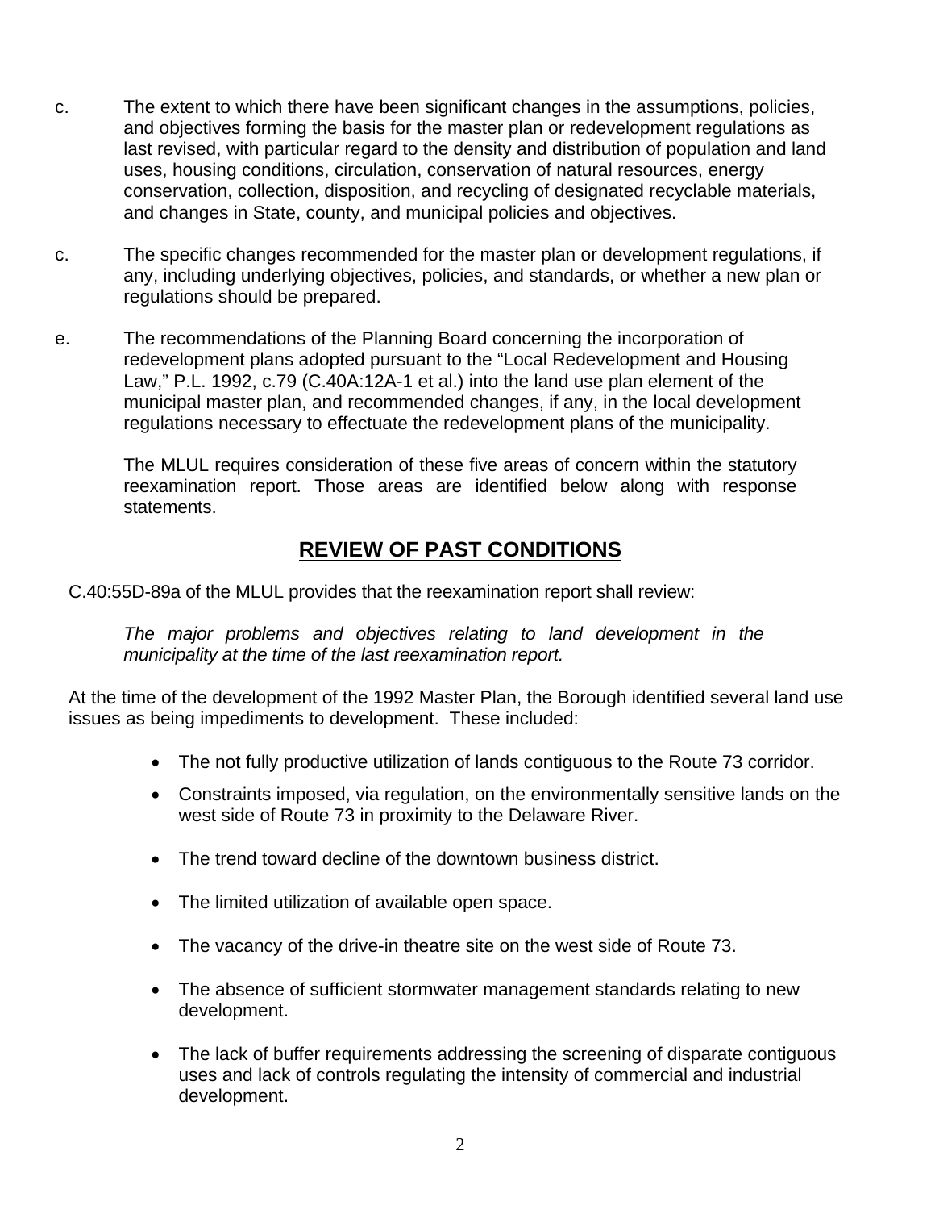c. The extent to which there have been significant changes in the assumptions, policies, and objectives forming the basis for the master plan or redevelopment regulations as last revised, with particular regard to the density and distribution of population and land uses, housing conditions, circulation, conservation of natural resources, energy conservation, collection, disposition, and recycling of designated recyclable materials, and changes in State, county, and municipal policies and objectives.

c. The specific changes recommended for the master plan or development regulations, if any, including underlying objectives, policies, and standards, or whether a new plan or regulations should be prepared.

e. The recommendations of the Planning Board concerning the incorporation of redevelopment plans adopted pursuant to the "Local Redevelopment and Housing Law," P.L. 1992, c.79 (C.40A:12A-1 et al.) into the land use plan element of the municipal master plan, and recommended changes, if any, in the local development regulations necessary to effectuate the redevelopment plans of the municipality.

The MLUL requires consideration of these five areas of concern within the statutory reexamination report. Those areas are identified below along with response statements.

## REVIEW OF PAST CONDITIONS

C.40:55D-89a of the MLUL provides that the reexamination report shall review:

*The major problems and objectives relating to land development in the municipality at the time of the last reexamination report.*

At the time of the development of the 1992 Master Plan, the Borough identified several land use issues as being impediments to development. These included:

- The not fully productive utilization of lands contiguous to the Route 73 corridor.
- Constraints imposed, via regulation, on the environmentally sensitive lands on the west side of Route 73 in proximity to the Delaware River.
- The trend toward decline of the downtown business district.
- The limited utilization of available open space.
- The vacancy of the drive-in theatre site on the west side of Route 73.
- The absence of sufficient stormwater management standards relating to new development.
- The lack of buffer requirements addressing the screening of disparate contiguous uses and lack of controls regulating the intensity of commercial and industrial development.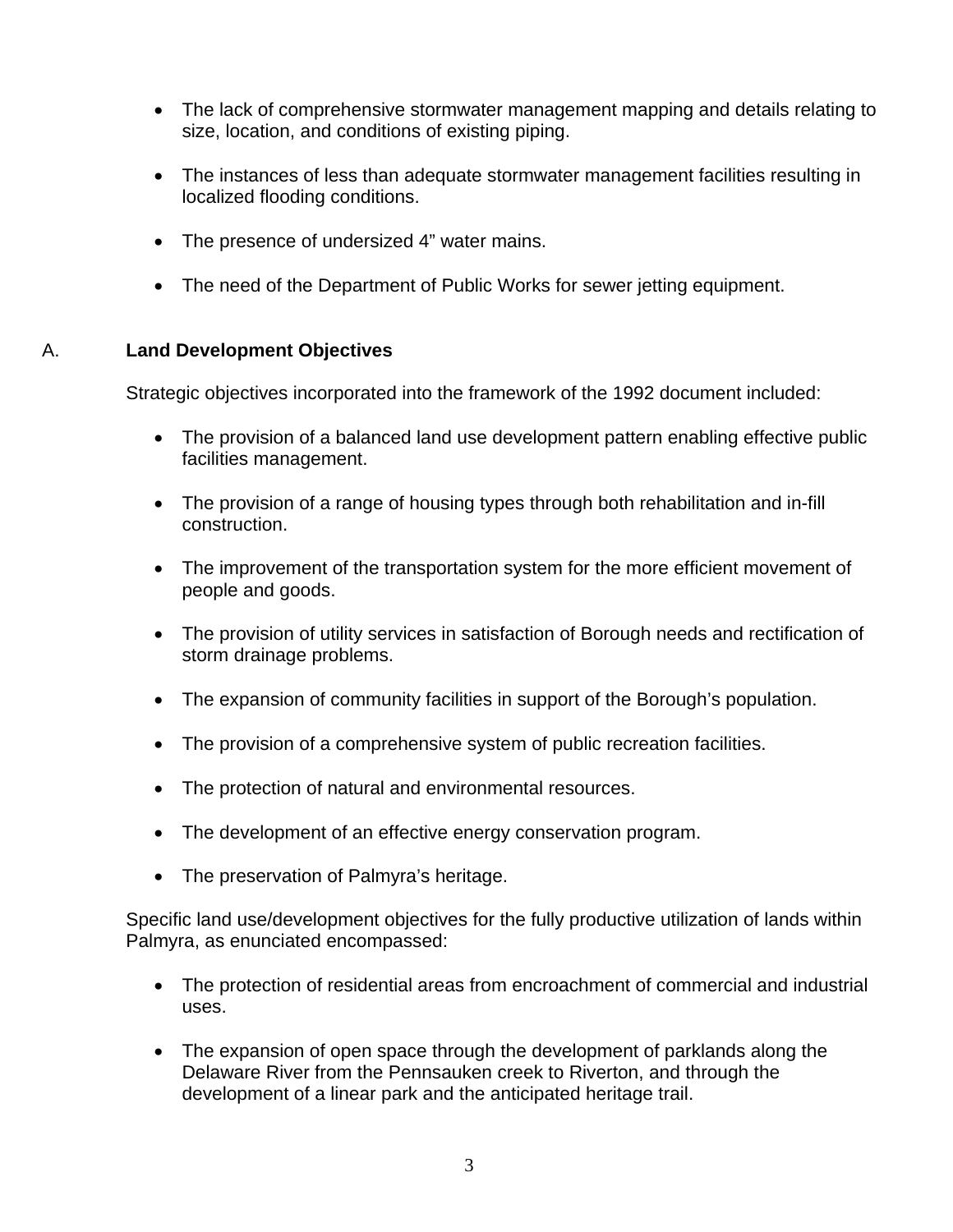- The lack of comprehensive stormwater management mapping and details relating to size, location, and conditions of existing piping.

- The instances of less than adequate stormwater management facilities resulting in localized flooding conditions.

- The presence of undersized 4” water mains.

- The need of the Department of Public Works for sewer jetting equipment.

## A. Land Development Objectives

Strategic objectives incorporated into the framework of the 1992 document included:

- The provision of a balanced land use development pattern enabling effective public facilities management.

- The provision of a range of housing types through both rehabilitation and in-fill construction.

- The improvement of the transportation system for the more efficient movement of people and goods.

- The provision of utility services in satisfaction of Borough needs and rectification of storm drainage problems.

- The expansion of community facilities in support of the Borough’s population.

- The provision of a comprehensive system of public recreation facilities.

- The protection of natural and environmental resources.

- The development of an effective energy conservation program.

- The preservation of Palmyra’s heritage.

Specific land use/development objectives for the fully productive utilization of lands within Palmyra, as enunciated encompassed:

- The protection of residential areas from encroachment of commercial and industrial uses.

- The expansion of open space through the development of parklands along the Delaware River from the Pennsauken creek to Riverton, and through the development of a linear park and the anticipated heritage trail.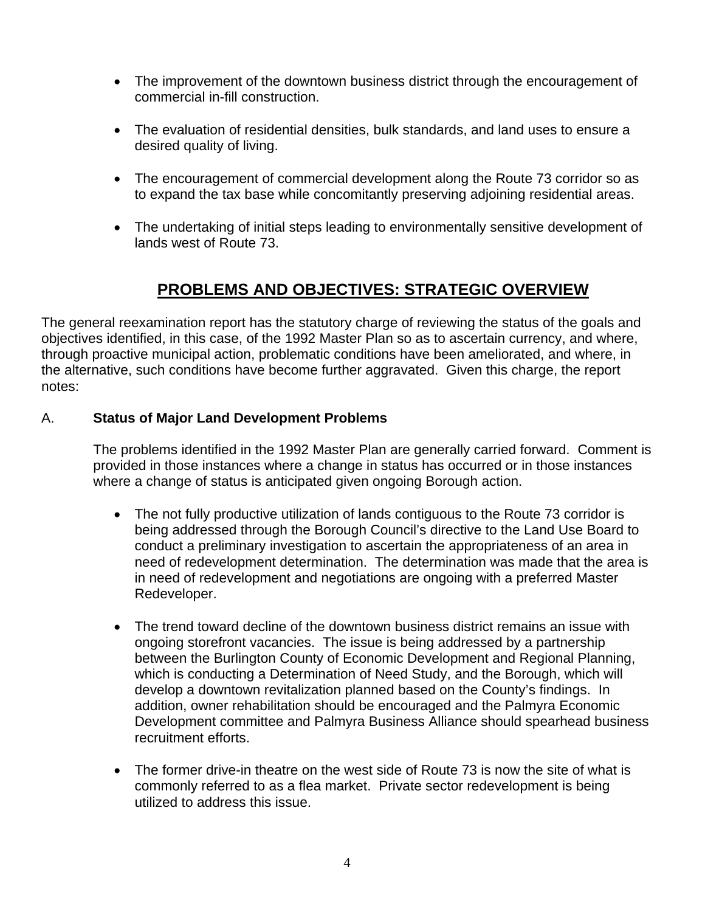- The improvement of the downtown business district through the encouragement of commercial in-fill construction.
- The evaluation of residential densities, bulk standards, and land uses to ensure a desired quality of living.
- The encouragement of commercial development along the Route 73 corridor so as to expand the tax base while concomitantly preserving adjoining residential areas.
- The undertaking of initial steps leading to environmentally sensitive development of lands west of Route 73.

## PROBLEMS AND OBJECTIVES: STRATEGIC OVERVIEW

The general reexamination report has the statutory charge of reviewing the status of the goals and objectives identified, in this case, of the 1992 Master Plan so as to ascertain currency, and where, through proactive municipal action, problematic conditions have been ameliorated, and where, in the alternative, such conditions have become further aggravated. Given this charge, the report notes:

### A. **Status of Major Land Development Problems**

The problems identified in the 1992 Master Plan are generally carried forward. Comment is provided in those instances where a change in status has occurred or in those instances where a change of status is anticipated given ongoing Borough action.

- The not fully productive utilization of lands contiguous to the Route 73 corridor is being addressed through the Borough Council's directive to the Land Use Board to conduct a preliminary investigation to ascertain the appropriateness of an area in need of redevelopment determination. The determination was made that the area is in need of redevelopment and negotiations are ongoing with a preferred Master Redeveloper.
- The trend toward decline of the downtown business district remains an issue with ongoing storefront vacancies. The issue is being addressed by a partnership between the Burlington County of Economic Development and Regional Planning, which is conducting a Determination of Need Study, and the Borough, which will develop a downtown revitalization planned based on the County's findings. In addition, owner rehabilitation should be encouraged and the Palmyra Economic Development committee and Palmyra Business Alliance should spearhead business recruitment efforts.
- The former drive-in theatre on the west side of Route 73 is now the site of what is commonly referred to as a flea market. Private sector redevelopment is being utilized to address this issue.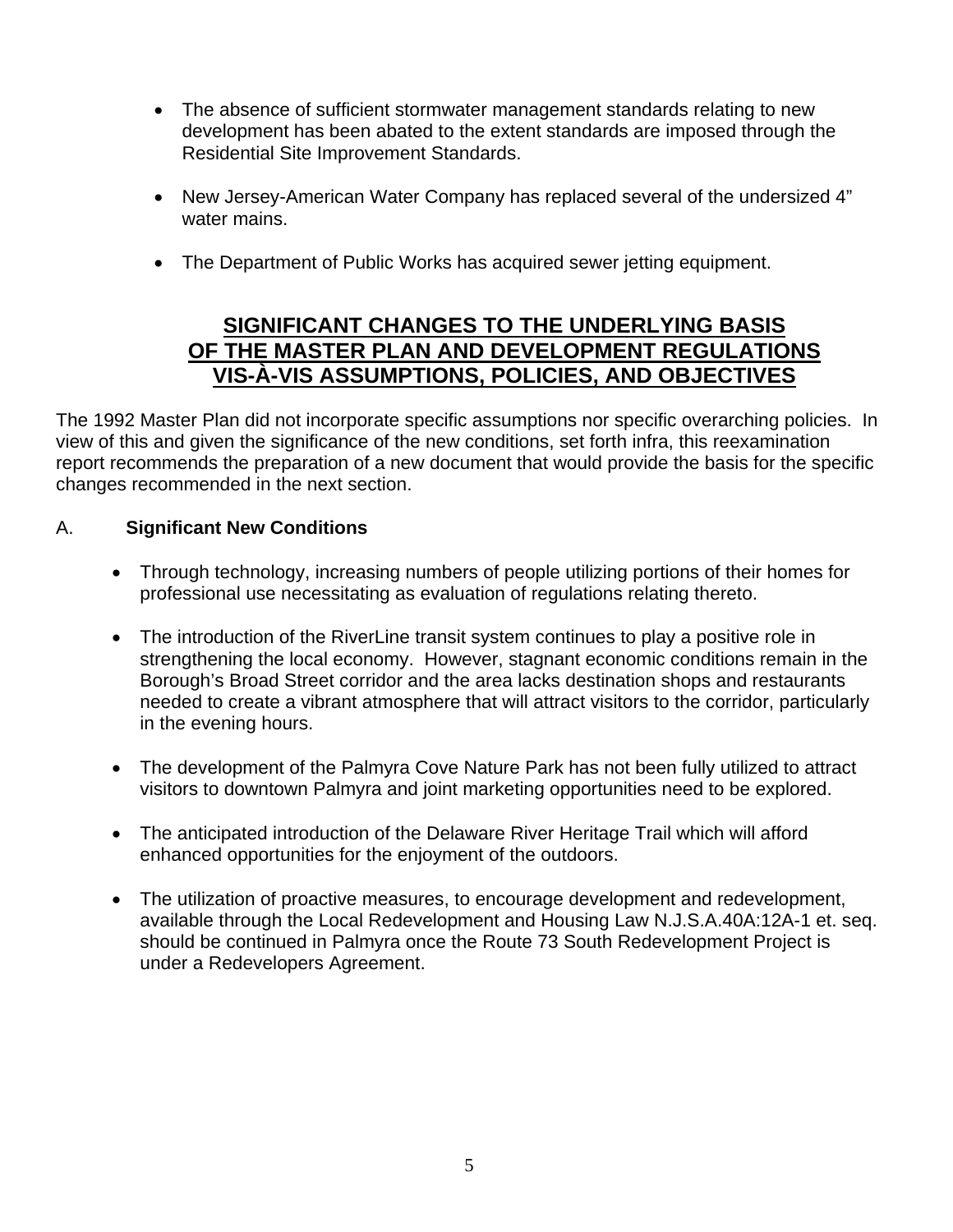- The absence of sufficient stormwater management standards relating to new development has been abated to the extent standards are imposed through the Residential Site Improvement Standards.

- New Jersey-American Water Company has replaced several of the undersized 4" water mains.

- The Department of Public Works has acquired sewer jetting equipment.

## SIGNIFICANT CHANGES TO THE UNDERLYING BASIS OF THE MASTER PLAN AND DEVELOPMENT REGULATIONS VIS-À-VIS ASSUMPTIONS, POLICIES, AND OBJECTIVES

The 1992 Master Plan did not incorporate specific assumptions nor specific overarching policies. In view of this and given the significance of the new conditions, set forth infra, this reexamination report recommends the preparation of a new document that would provide the basis for the specific changes recommended in the next section.

### A. **Significant New Conditions**

- Through technology, increasing numbers of people utilizing portions of their homes for professional use necessitating as evaluation of regulations relating thereto.

- The introduction of the RiverLine transit system continues to play a positive role in strengthening the local economy. However, stagnant economic conditions remain in the Borough's Broad Street corridor and the area lacks destination shops and restaurants needed to create a vibrant atmosphere that will attract visitors to the corridor, particularly in the evening hours.

- The development of the Palmyra Cove Nature Park has not been fully utilized to attract visitors to downtown Palmyra and joint marketing opportunities need to be explored.

- The anticipated introduction of the Delaware River Heritage Trail which will afford enhanced opportunities for the enjoyment of the outdoors.

- The utilization of proactive measures, to encourage development and redevelopment, available through the Local Redevelopment and Housing Law N.J.S.A.40A:12A-1 et. seq. should be continued in Palmyra once the Route 73 South Redevelopment Project is under a Redevelopers Agreement.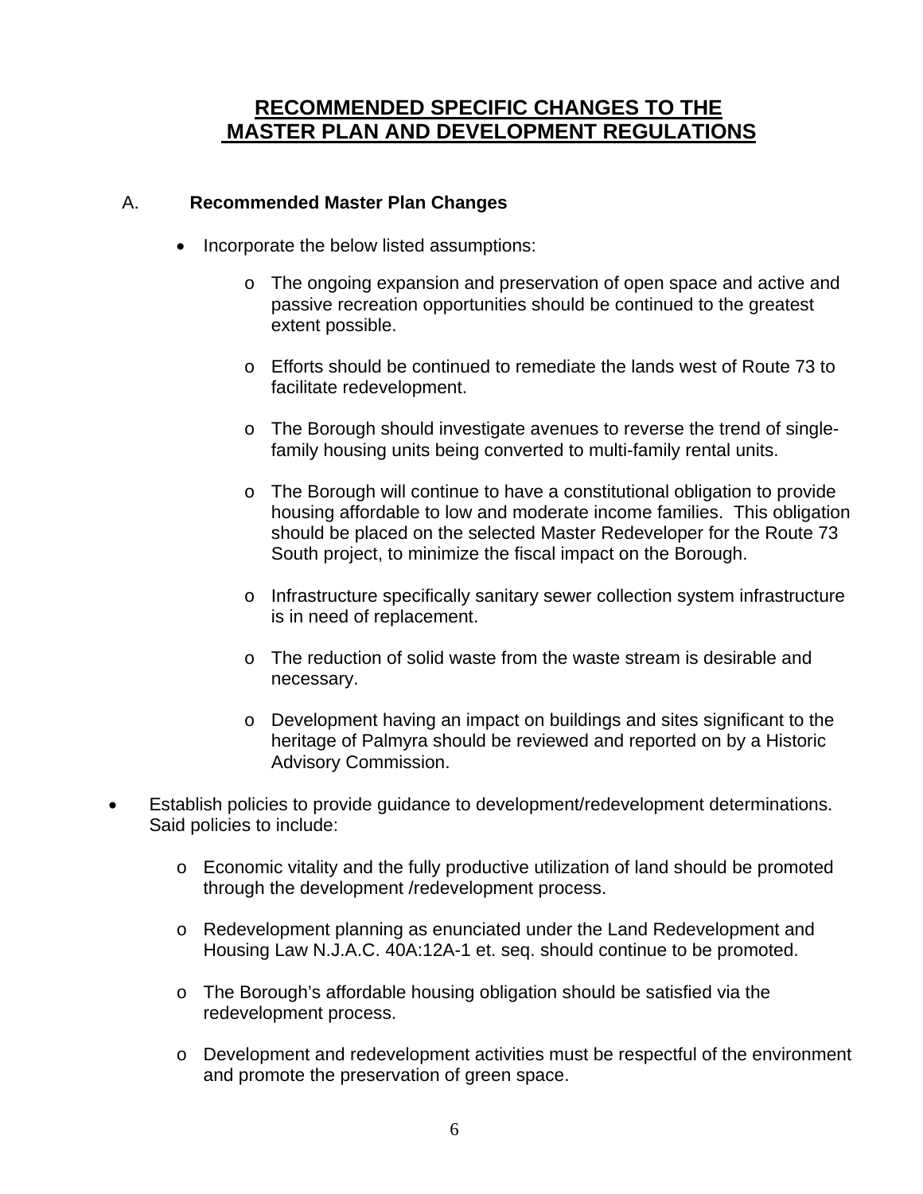# RECOMMENDED SPECIFIC CHANGES TO THE MASTER PLAN AND DEVELOPMENT REGULATIONS

## A. Recommended Master Plan Changes

- Incorporate the below listed assumptions:
  - The ongoing expansion and preservation of open space and active and passive recreation opportunities should be continued to the greatest extent possible.
  - Efforts should be continued to remediate the lands west of Route 73 to facilitate redevelopment.
  - The Borough should investigate avenues to reverse the trend of single-family housing units being converted to multi-family rental units.
  - The Borough will continue to have a constitutional obligation to provide housing affordable to low and moderate income families. This obligation should be placed on the selected Master Redeveloper for the Route 73 South project, to minimize the fiscal impact on the Borough.
  - Infrastructure specifically sanitary sewer collection system infrastructure is in need of replacement.
  - The reduction of solid waste from the waste stream is desirable and necessary.
  - Development having an impact on buildings and sites significant to the heritage of Palmyra should be reviewed and reported on by a Historic Advisory Commission.

- Establish policies to provide guidance to development/redevelopment determinations. Said policies to include:
  - Economic vitality and the fully productive utilization of land should be promoted through the development /redevelopment process.
  - Redevelopment planning as enunciated under the Land Redevelopment and Housing Law N.J.A.C. 40A:12A-1 et. seq. should continue to be promoted.
  - The Borough's affordable housing obligation should be satisfied via the redevelopment process.
  - Development and redevelopment activities must be respectful of the environment and promote the preservation of green space.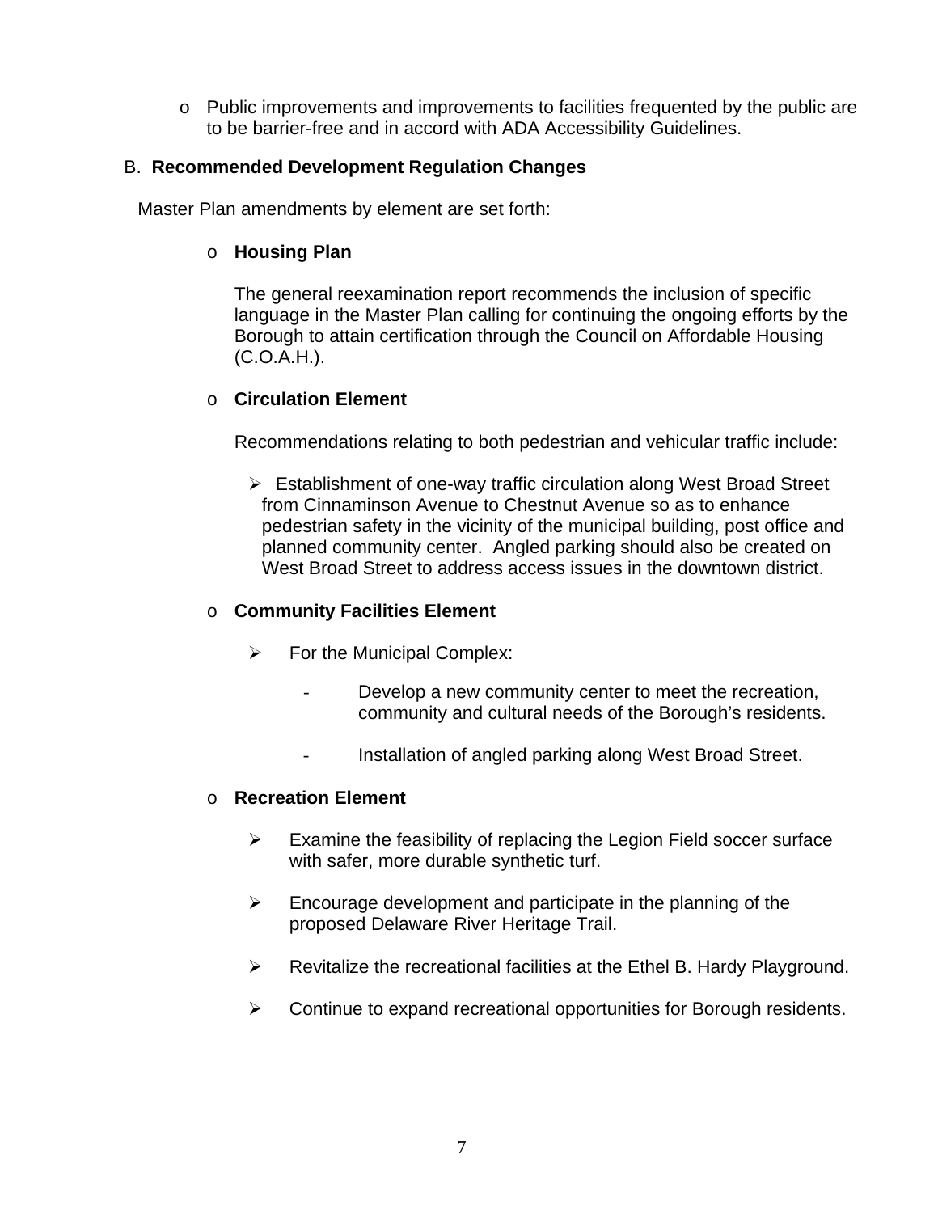- Public improvements and improvements to facilities frequented by the public are to be barrier-free and in accord with ADA Accessibility Guidelines.

B. **Recommended Development Regulation Changes**

Master Plan amendments by element are set forth:

- **Housing Plan**

  The general reexamination report recommends the inclusion of specific language in the Master Plan calling for continuing the ongoing efforts by the Borough to attain certification through the Council on Affordable Housing (C.O.A.H.).

- **Circulation Element**

  Recommendations relating to both pedestrian and vehicular traffic include:

  - Establishment of one-way traffic circulation along West Broad Street from Cinnaminson Avenue to Chestnut Avenue so as to enhance pedestrian safety in the vicinity of the municipal building, post office and planned community center. Angled parking should also be created on West Broad Street to address access issues in the downtown district.

- **Community Facilities Element**

  - For the Municipal Complex:

    - Develop a new community center to meet the recreation, community and cultural needs of the Borough's residents.
    - Installation of angled parking along West Broad Street.

- **Recreation Element**

  - Examine the feasibility of replacing the Legion Field soccer surface with safer, more durable synthetic turf.
  - Encourage development and participate in the planning of the proposed Delaware River Heritage Trail.
  - Revitalize the recreational facilities at the Ethel B. Hardy Playground.
  - Continue to expand recreational opportunities for Borough residents.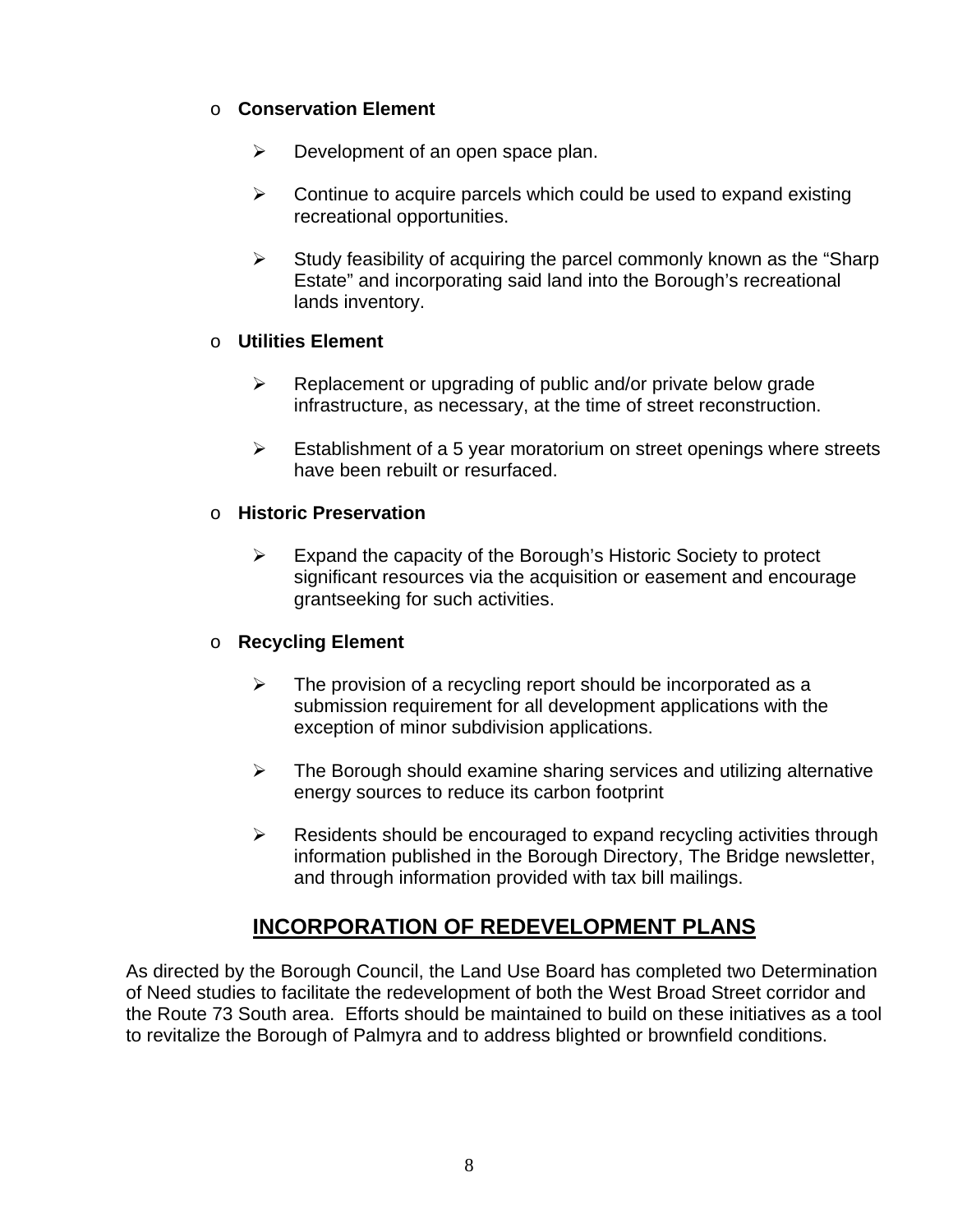- **Conservation Element**

  - Development of an open space plan.

  - Continue to acquire parcels which could be used to expand existing recreational opportunities.

  - Study feasibility of acquiring the parcel commonly known as the "Sharp Estate" and incorporating said land into the Borough's recreational lands inventory.

- **Utilities Element**

  - Replacement or upgrading of public and/or private below grade infrastructure, as necessary, at the time of street reconstruction.

  - Establishment of a 5 year moratorium on street openings where streets have been rebuilt or resurfaced.

- **Historic Preservation**

  - Expand the capacity of the Borough's Historic Society to protect significant resources via the acquisition or easement and encourage grantseeking for such activities.

- **Recycling Element**

  - The provision of a recycling report should be incorporated as a submission requirement for all development applications with the exception of minor subdivision applications.

  - The Borough should examine sharing services and utilizing alternative energy sources to reduce its carbon footprint

  - Residents should be encouraged to expand recycling activities through information published in the Borough Directory, The Bridge newsletter, and through information provided with tax bill mailings.

## INCORPORATION OF REDEVELOPMENT PLANS

As directed by the Borough Council, the Land Use Board has completed two Determination of Need studies to facilitate the redevelopment of both the West Broad Street corridor and the Route 73 South area. Efforts should be maintained to build on these initiatives as a tool to revitalize the Borough of Palmyra and to address blighted or brownfield conditions.